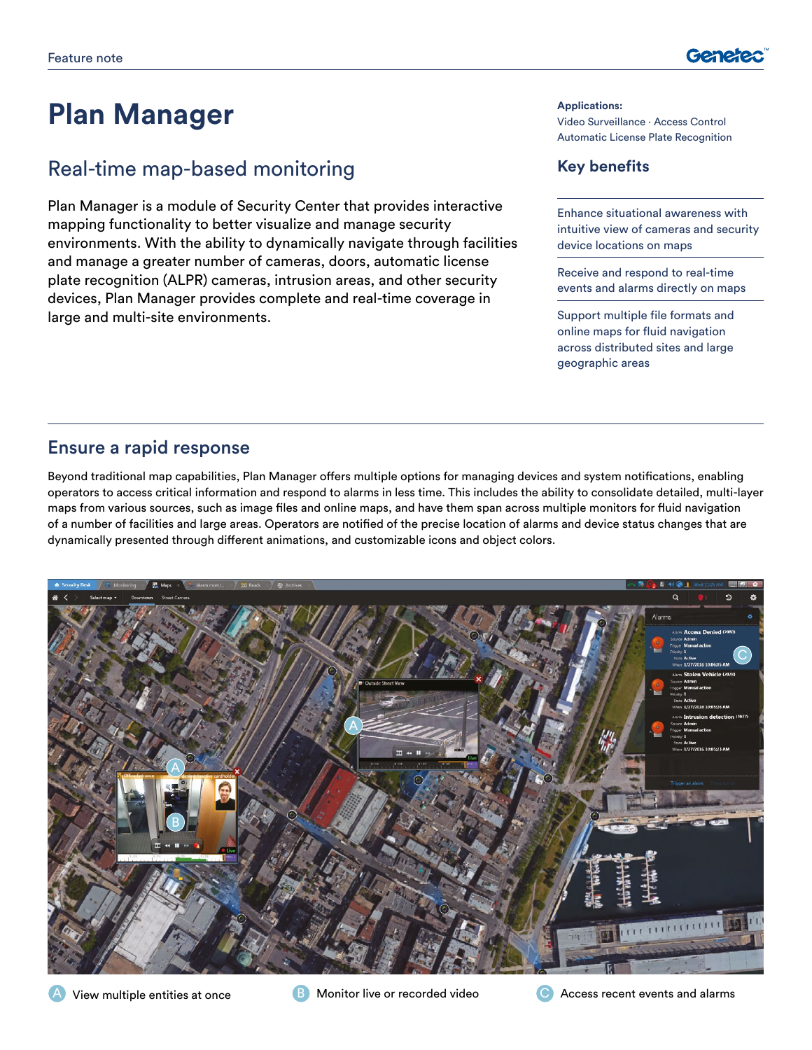Feature note

# Plan Manager

## Real-time map-based monitoring

Plan Manager is a module of Security Center that provides interactive mapping functionality to better visualize and manage security environments. With the ability to dynamically navigate through facilities and manage a greater number of cameras, doors, automatic license plate recognition (ALPR) cameras, intrusion areas, and other security devices, Plan Manager provides complete and real-time coverage in large and multi-site environments.

**Applications:**
Video Surveillance · Access Control
Automatic License Plate Recognition

### Key benefits

- Enhance situational awareness with intuitive view of cameras and security device locations on maps
- Receive and respond to real-time events and alarms directly on maps
- Support multiple file formats and online maps for fluid navigation across distributed sites and large geographic areas

## Ensure a rapid response

Beyond traditional map capabilities, Plan Manager offers multiple options for managing devices and system notifications, enabling operators to access critical information and respond to alarms in less time. This includes the ability to consolidate detailed, multi-layer maps from various sources, such as image files and online maps, and have them span across multiple monitors for fluid navigation of a number of facilities and large areas. Operators are notified of the precise location of alarms and device status changes that are dynamically presented through different animations, and customizable icons and object colors.

A — View multiple entities at once
B — Monitor live or recorded video
C — Access recent events and alarms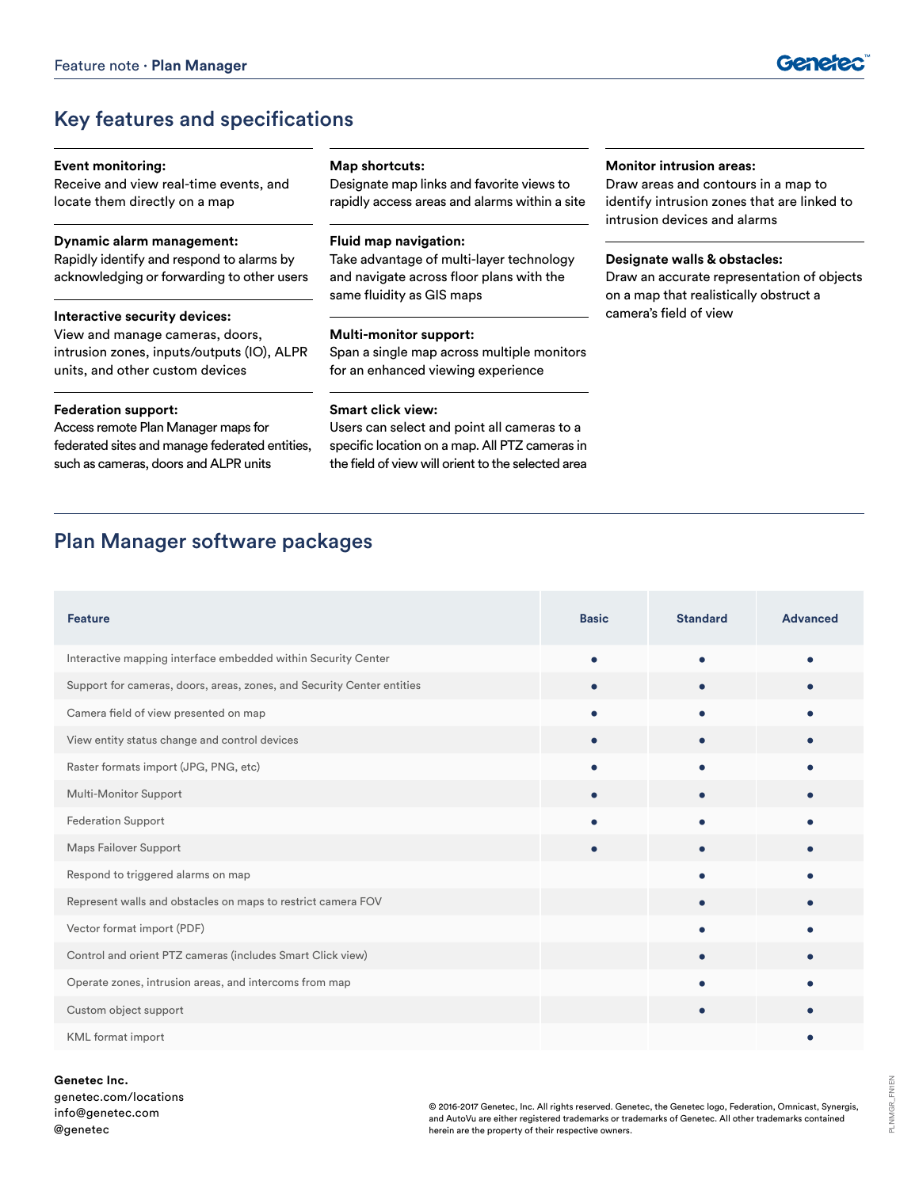## Key features and specifications

**Event monitoring:**
Receive and view real-time events, and locate them directly on a map

**Dynamic alarm management:**
Rapidly identify and respond to alarms by acknowledging or forwarding to other users

**Interactive security devices:**
View and manage cameras, doors, intrusion zones, inputs/outputs (IO), ALPR units, and other custom devices

**Federation support:**
Access remote Plan Manager maps for federated sites and manage federated entities, such as cameras, doors and ALPR units

**Map shortcuts:**
Designate map links and favorite views to rapidly access areas and alarms within a site

**Fluid map navigation:**
Take advantage of multi-layer technology and navigate across floor plans with the same fluidity as GIS maps

**Multi-monitor support:**
Span a single map across multiple monitors for an enhanced viewing experience

**Smart click view:**
Users can select and point all cameras to a specific location on a map. All PTZ cameras in the field of view will orient to the selected area

**Monitor intrusion areas:**
Draw areas and contours in a map to identify intrusion zones that are linked to intrusion devices and alarms

**Designate walls & obstacles:**
Draw an accurate representation of objects on a map that realistically obstruct a camera's field of view

## Plan Manager software packages

| Feature | Basic | Standard | Advanced |
|---|---|---|---|
| Interactive mapping interface embedded within Security Center | ● | ● | ● |
| Support for cameras, doors, areas, zones, and Security Center entities | ● | ● | ● |
| Camera field of view presented on map | ● | ● | ● |
| View entity status change and control devices | ● | ● | ● |
| Raster formats import (JPG, PNG, etc) | ● | ● | ● |
| Multi-Monitor Support | ● | ● | ● |
| Federation Support | ● | ● | ● |
| Maps Failover Support | ● | ● | ● |
| Respond to triggered alarms on map | | ● | ● |
| Represent walls and obstacles on maps to restrict camera FOV | | ● | ● |
| Vector format import (PDF) | | ● | ● |
| Control and orient PTZ cameras (includes Smart Click view) | | ● | ● |
| Operate zones, intrusion areas, and intercoms from map | | ● | ● |
| Custom object support | | ● | ● |
| KML format import | | | ● |

**Genetec Inc.**
genetec.com/locations
info@genetec.com
@genetec

© 2016-2017 Genetec, Inc. All rights reserved. Genetec, the Genetec logo, Federation, Omnicast, Synergis, and AutoVu are either registered trademarks or trademarks of Genetec. All other trademarks contained herein are the property of their respective owners.

PLNMGR_FN1EN